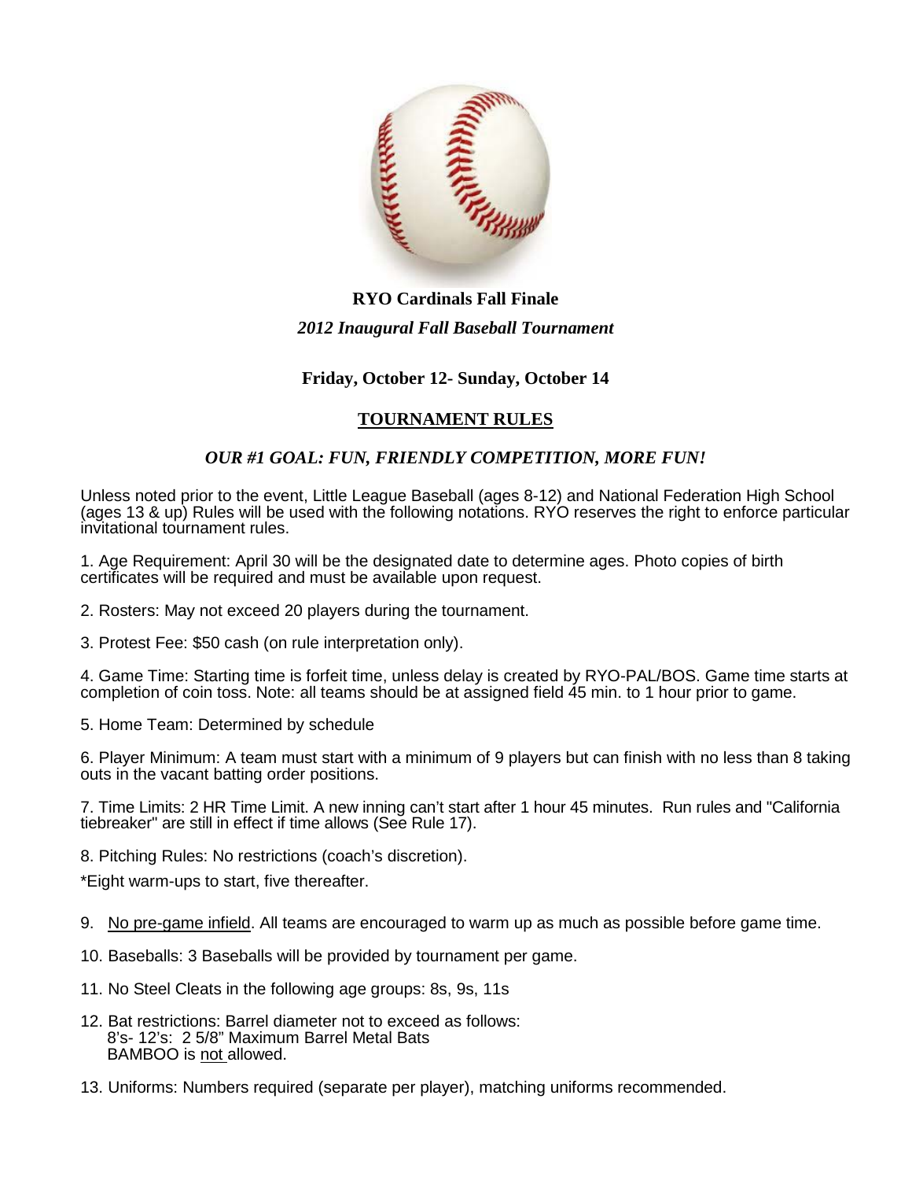# RYO Cardinals Fall Finale

## *2012 Inaugural Fall Baseball Tournament*

### Friday, October 12- Sunday, October 14

### TOURNAMENT RULES

### *OUR #1 GOAL: FUN, FRIENDLY COMPETITION, MORE FUN!*

Unless noted prior to the event, Little League Baseball (ages 8-12) and National Federation High School (ages 13 & up) Rules will be used with the following notations. RYO reserves the right to enforce particular invitational tournament rules.

1. Age Requirement: April 30 will be the designated date to determine ages. Photo copies of birth certificates will be required and must be available upon request.

2. Rosters: May not exceed 20 players during the tournament.

3. Protest Fee: $50 cash (on rule interpretation only).

4. Game Time: Starting time is forfeit time, unless delay is created by RYO-PAL/BOS. Game time starts at completion of coin toss. Note: all teams should be at assigned field 45 min. to 1 hour prior to game.

5. Home Team: Determined by schedule

6. Player Minimum: A team must start with a minimum of 9 players but can finish with no less than 8 taking outs in the vacant batting order positions.

7. Time Limits: 2 HR Time Limit. A new inning can't start after 1 hour 45 minutes. Run rules and "California tiebreaker" are still in effect if time allows (See Rule 17).

8. Pitching Rules: No restrictions (coach's discretion).

*Eight warm-ups to start, five thereafter.

9. No pre-game infield. All teams are encouraged to warm up as much as possible before game time.

10. Baseballs: 3 Baseballs will be provided by tournament per game.

11. No Steel Cleats in the following age groups: 8s, 9s, 11s

12. Bat restrictions: Barrel diameter not to exceed as follows:
    8's- 12's: 2 5/8" Maximum Barrel Metal Bats
    BAMBOO is not allowed.

13. Uniforms: Numbers required (separate per player), matching uniforms recommended.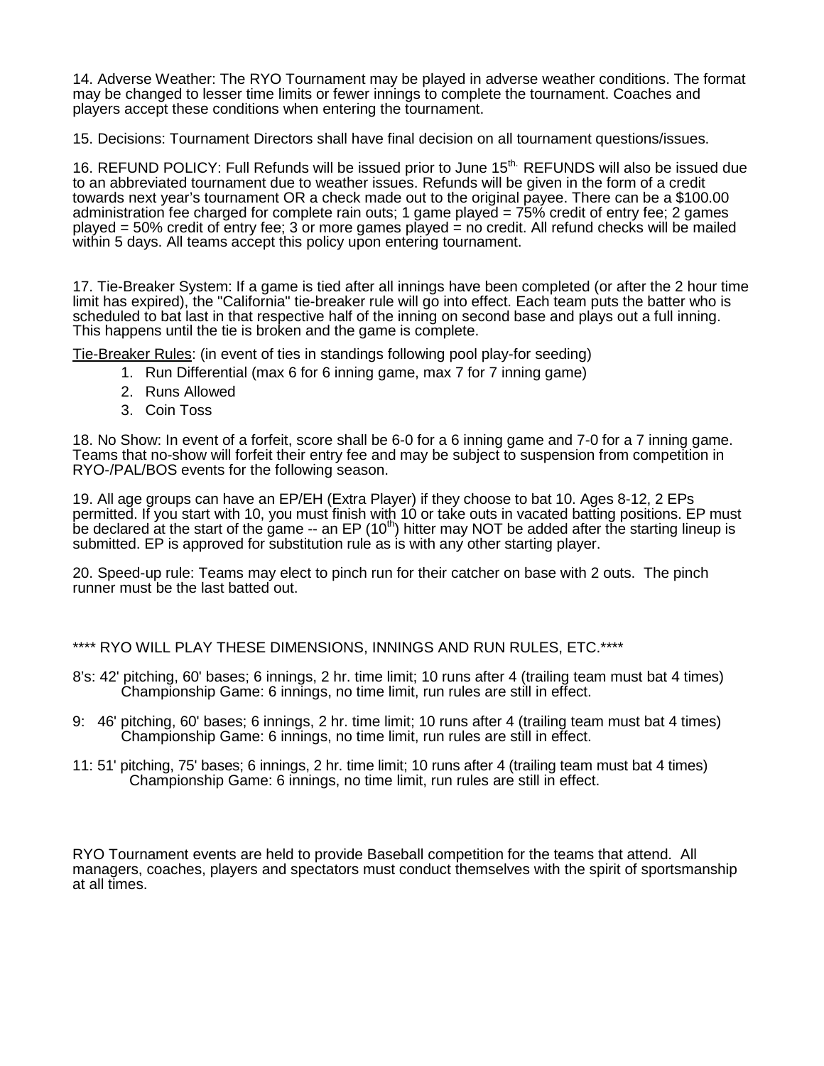14. Adverse Weather: The RYO Tournament may be played in adverse weather conditions. The format may be changed to lesser time limits or fewer innings to complete the tournament. Coaches and players accept these conditions when entering the tournament.

15. Decisions: Tournament Directors shall have final decision on all tournament questions/issues.

16. REFUND POLICY: Full Refunds will be issued prior to June 15th. REFUNDS will also be issued due to an abbreviated tournament due to weather issues. Refunds will be given in the form of a credit towards next year's tournament OR a check made out to the original payee. There can be a $100.00 administration fee charged for complete rain outs; 1 game played = 75% credit of entry fee; 2 games played = 50% credit of entry fee; 3 or more games played = no credit. All refund checks will be mailed within 5 days. All teams accept this policy upon entering tournament.

17. Tie-Breaker System: If a game is tied after all innings have been completed (or after the 2 hour time limit has expired), the "California" tie-breaker rule will go into effect. Each team puts the batter who is scheduled to bat last in that respective half of the inning on second base and plays out a full inning. This happens until the tie is broken and the game is complete.

Tie-Breaker Rules: (in event of ties in standings following pool play-for seeding)

1. Run Differential (max 6 for 6 inning game, max 7 for 7 inning game)
2. Runs Allowed
3. Coin Toss

18. No Show: In event of a forfeit, score shall be 6-0 for a 6 inning game and 7-0 for a 7 inning game. Teams that no-show will forfeit their entry fee and may be subject to suspension from competition in RYO-/PAL/BOS events for the following season.

19. All age groups can have an EP/EH (Extra Player) if they choose to bat 10. Ages 8-12, 2 EPs permitted. If you start with 10, you must finish with 10 or take outs in vacated batting positions. EP must be declared at the start of the game -- an EP (10th) hitter may NOT be added after the starting lineup is submitted. EP is approved for substitution rule as is with any other starting player.

20. Speed-up rule: Teams may elect to pinch run for their catcher on base with 2 outs. The pinch runner must be the last batted out.

**** RYO WILL PLAY THESE DIMENSIONS, INNINGS AND RUN RULES, ETC.****

8's: 42' pitching, 60' bases; 6 innings, 2 hr. time limit; 10 runs after 4 (trailing team must bat 4 times)
Championship Game: 6 innings, no time limit, run rules are still in effect.

9: 46' pitching, 60' bases; 6 innings, 2 hr. time limit; 10 runs after 4 (trailing team must bat 4 times)
Championship Game: 6 innings, no time limit, run rules are still in effect.

11: 51' pitching, 75' bases; 6 innings, 2 hr. time limit; 10 runs after 4 (trailing team must bat 4 times)
Championship Game: 6 innings, no time limit, run rules are still in effect.

RYO Tournament events are held to provide Baseball competition for the teams that attend. All managers, coaches, players and spectators must conduct themselves with the spirit of sportsmanship at all times.